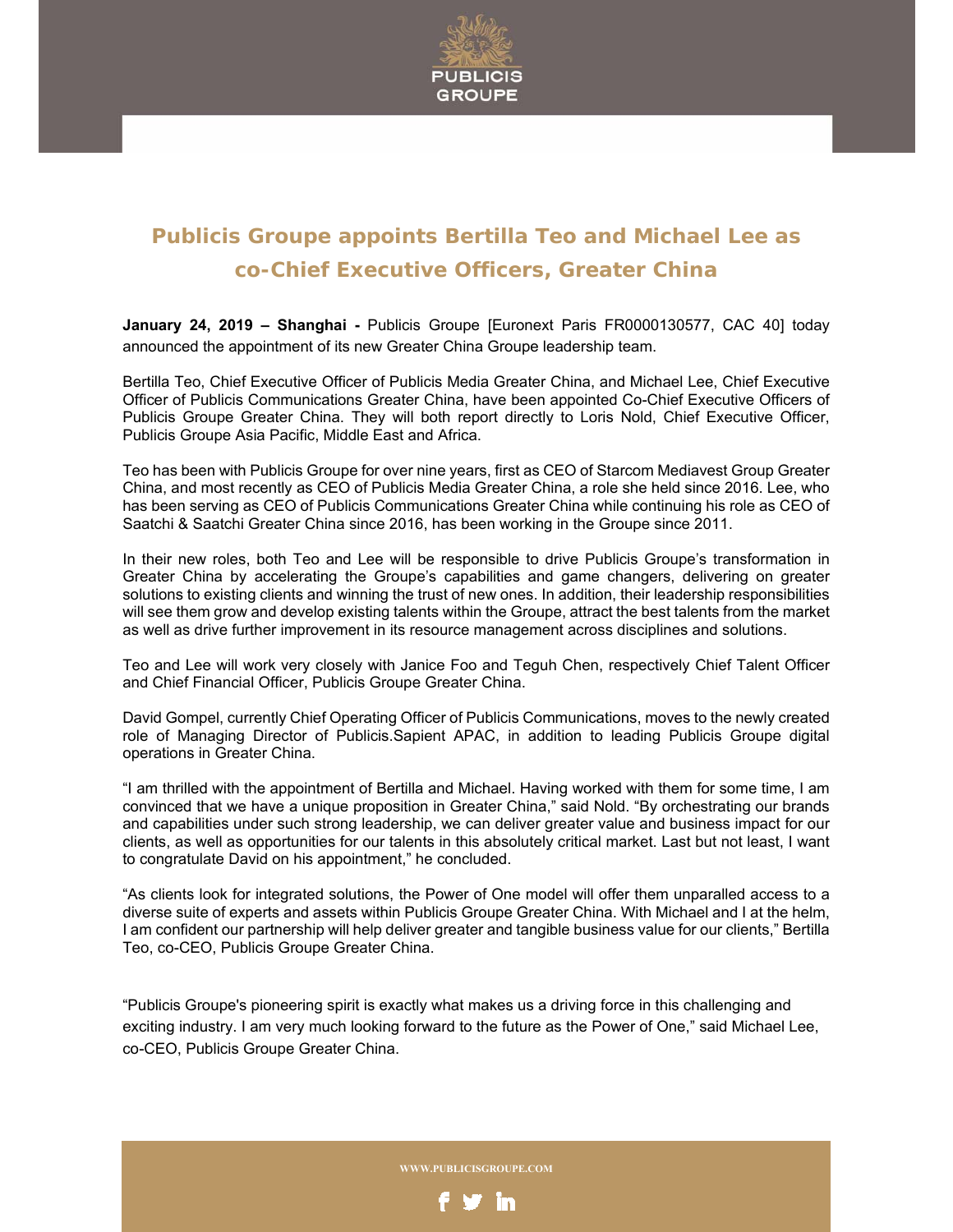# Publicis Groupe appoints Bertilla Teo and Michael Lee as co-Chief Executive Officers, Greater China

**January 24, 2019 – Shanghai -** Publicis Groupe [Euronext Paris FR0000130577, CAC 40] today announced the appointment of its new Greater China Groupe leadership team.

Bertilla Teo, Chief Executive Officer of Publicis Media Greater China, and Michael Lee, Chief Executive Officer of Publicis Communications Greater China, have been appointed Co-Chief Executive Officers of Publicis Groupe Greater China. They will both report directly to Loris Nold, Chief Executive Officer, Publicis Groupe Asia Pacific, Middle East and Africa.

Teo has been with Publicis Groupe for over nine years, first as CEO of Starcom Mediavest Group Greater China, and most recently as CEO of Publicis Media Greater China, a role she held since 2016. Lee, who has been serving as CEO of Publicis Communications Greater China while continuing his role as CEO of Saatchi & Saatchi Greater China since 2016, has been working in the Groupe since 2011.

In their new roles, both Teo and Lee will be responsible to drive Publicis Groupe's transformation in Greater China by accelerating the Groupe's capabilities and game changers, delivering on greater solutions to existing clients and winning the trust of new ones. In addition, their leadership responsibilities will see them grow and develop existing talents within the Groupe, attract the best talents from the market as well as drive further improvement in its resource management across disciplines and solutions.

Teo and Lee will work very closely with Janice Foo and Teguh Chen, respectively Chief Talent Officer and Chief Financial Officer, Publicis Groupe Greater China.

David Gompel, currently Chief Operating Officer of Publicis Communications, moves to the newly created role of Managing Director of Publicis.Sapient APAC, in addition to leading Publicis Groupe digital operations in Greater China.

"I am thrilled with the appointment of Bertilla and Michael. Having worked with them for some time, I am convinced that we have a unique proposition in Greater China," said Nold. "By orchestrating our brands and capabilities under such strong leadership, we can deliver greater value and business impact for our clients, as well as opportunities for our talents in this absolutely critical market. Last but not least, I want to congratulate David on his appointment," he concluded.

"As clients look for integrated solutions, the Power of One model will offer them unparalled access to a diverse suite of experts and assets within Publicis Groupe Greater China. With Michael and I at the helm, I am confident our partnership will help deliver greater and tangible business value for our clients," Bertilla Teo, co-CEO, Publicis Groupe Greater China.

"Publicis Groupe's pioneering spirit is exactly what makes us a driving force in this challenging and exciting industry. I am very much looking forward to the future as the Power of One," said Michael Lee, co-CEO, Publicis Groupe Greater China.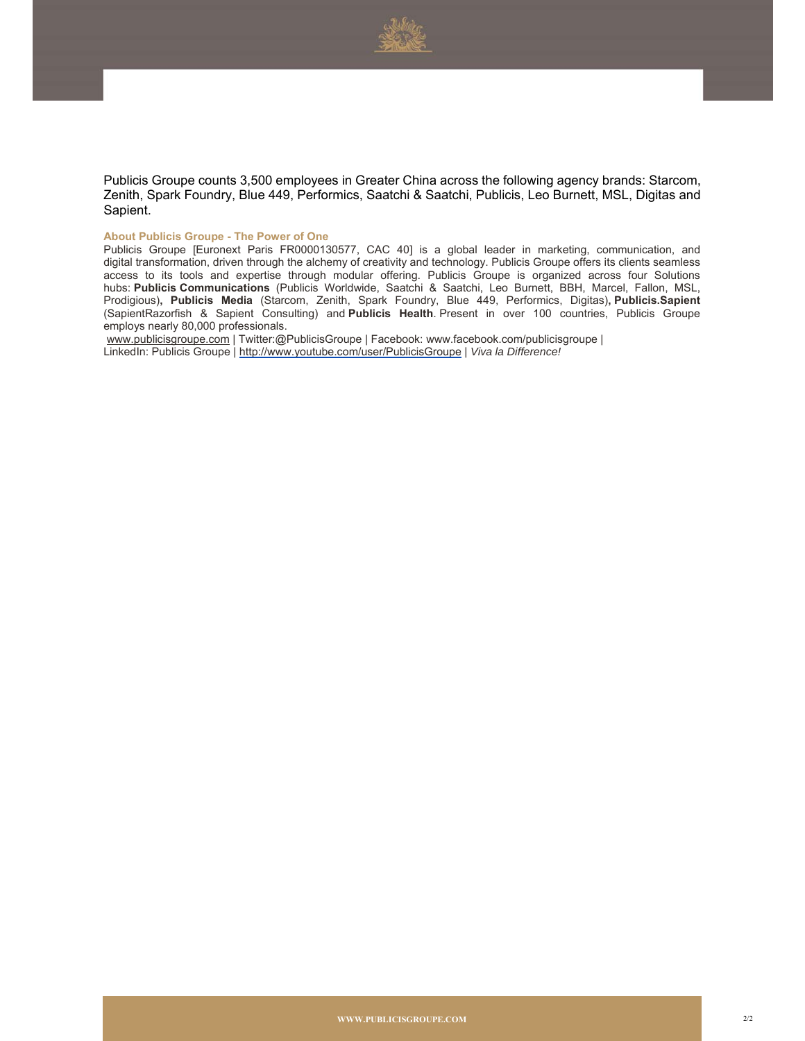Publicis Groupe counts 3,500 employees in Greater China across the following agency brands: Starcom, Zenith, Spark Foundry, Blue 449, Performics, Saatchi & Saatchi, Publicis, Leo Burnett, MSL, Digitas and Sapient.

**About Publicis Groupe - The Power of One**

Publicis Groupe [Euronext Paris FR0000130577, CAC 40] is a global leader in marketing, communication, and digital transformation, driven through the alchemy of creativity and technology. Publicis Groupe offers its clients seamless access to its tools and expertise through modular offering. Publicis Groupe is organized across four Solutions hubs: **Publicis Communications** (Publicis Worldwide, Saatchi & Saatchi, Leo Burnett, BBH, Marcel, Fallon, MSL, Prodigious)**, Publicis Media** (Starcom, Zenith, Spark Foundry, Blue 449, Performics, Digitas)**, Publicis.Sapient** (SapientRazorfish & Sapient Consulting) and **Publicis Health**. Present in over 100 countries, Publicis Groupe employs nearly 80,000 professionals.

www.publicisgroupe.com | Twitter:@PublicisGroupe | Facebook: www.facebook.com/publicisgroupe | LinkedIn: Publicis Groupe | http://www.youtube.com/user/PublicisGroupe | *Viva la Difference!*